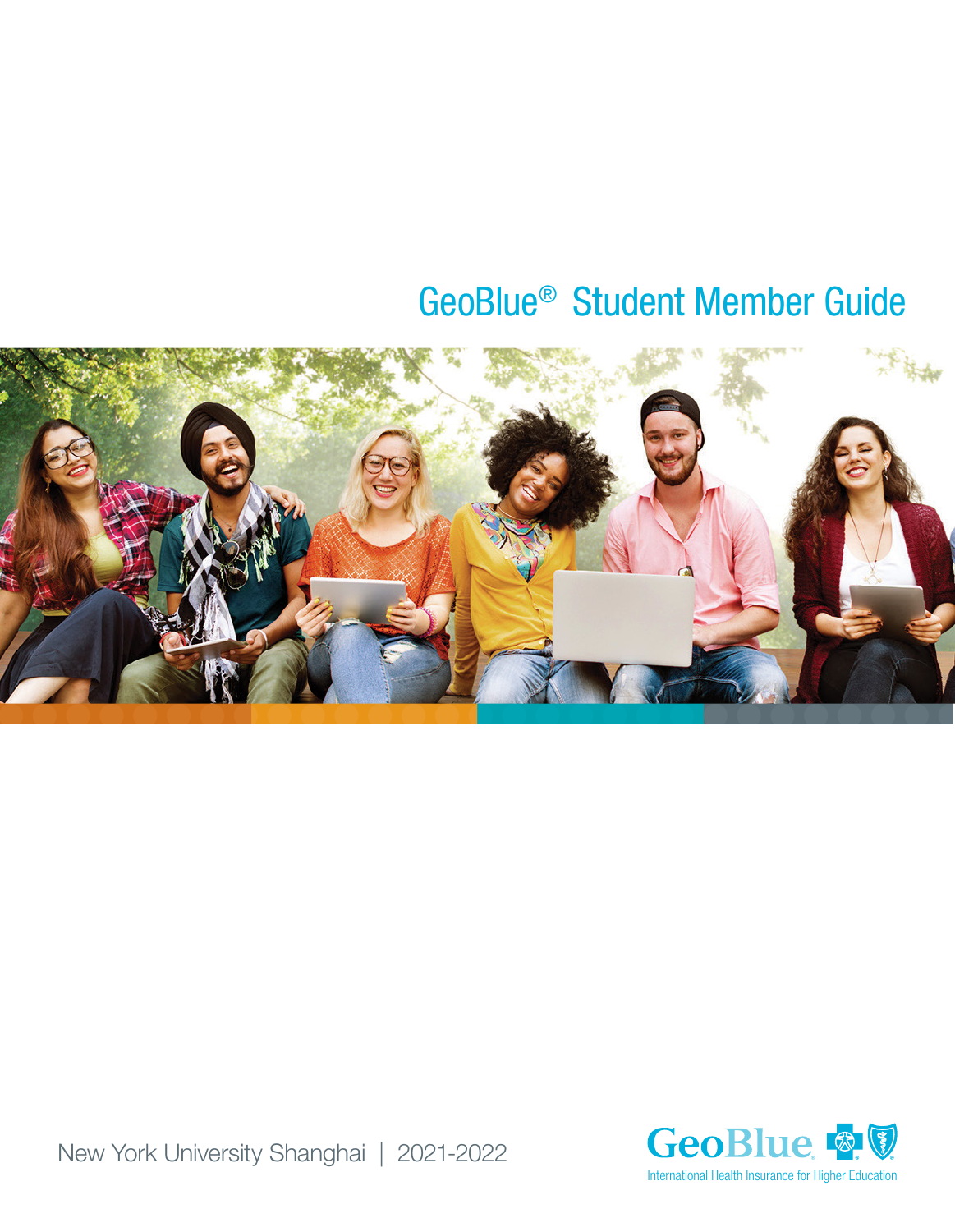# GeoBlue® Student Member Guide

New York University Shanghai | 2021-2022

GeoBlue

International Health Insurance for Higher Education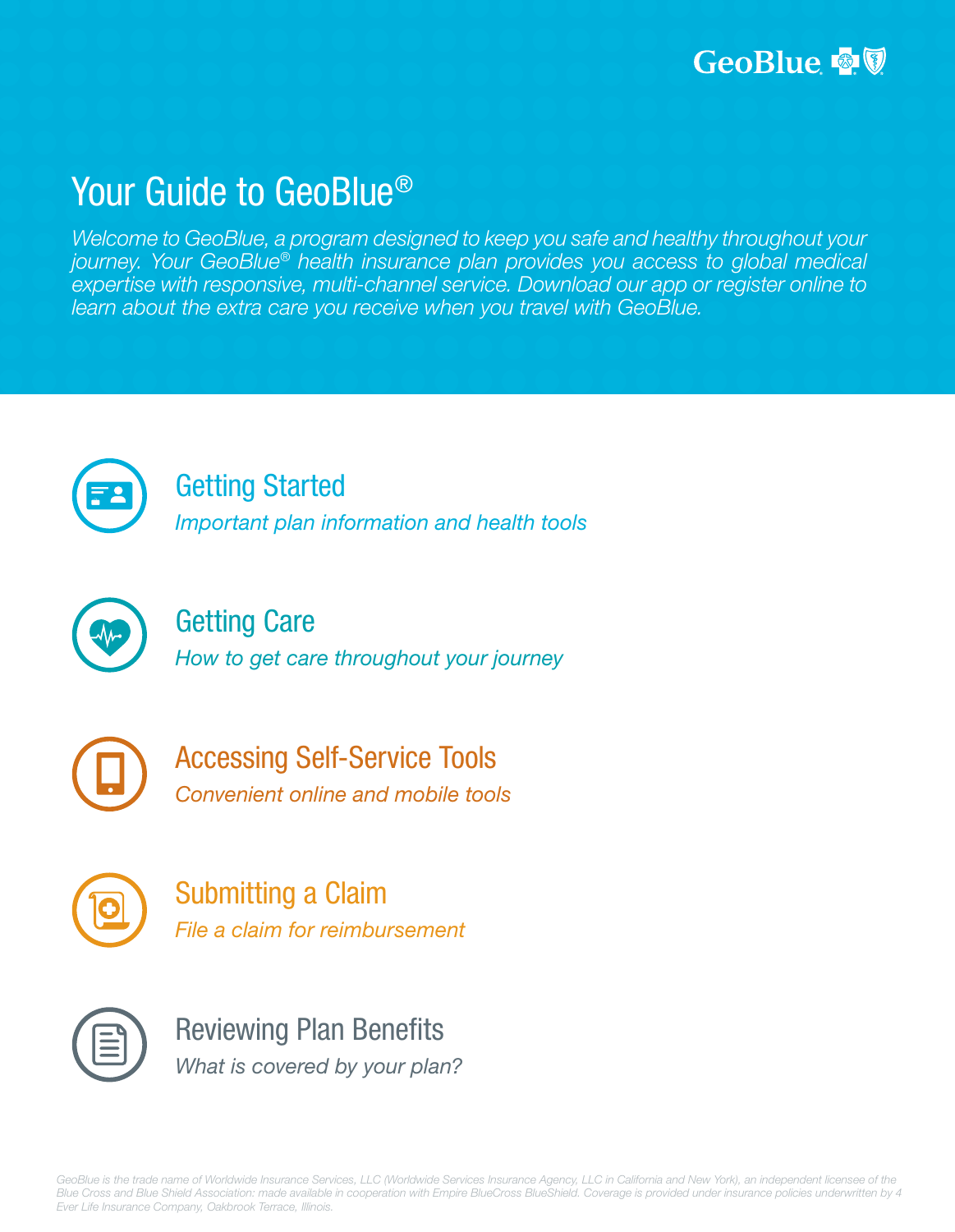GeoBlue®

# Your Guide to GeoBlue®

*Welcome to GeoBlue, a program designed to keep you safe and healthy throughout your journey. Your GeoBlue® health insurance plan provides you access to global medical expertise with responsive, multi-channel service. Download our app or register online to learn about the extra care you receive when you travel with GeoBlue.*

## Getting Started

*Important plan information and health tools*

## Getting Care

*How to get care throughout your journey*

## Accessing Self-Service Tools

*Convenient online and mobile tools*

## Submitting a Claim

*File a claim for reimbursement*

## Reviewing Plan Benefits

*What is covered by your plan?*

*GeoBlue is the trade name of Worldwide Insurance Services, LLC (Worldwide Services Insurance Agency, LLC in California and New York), an independent licensee of the Blue Cross and Blue Shield Association: made available in cooperation with Empire BlueCross BlueShield. Coverage is provided under insurance policies underwritten by 4 Ever Life Insurance Company, Oakbrook Terrace, Illinois.*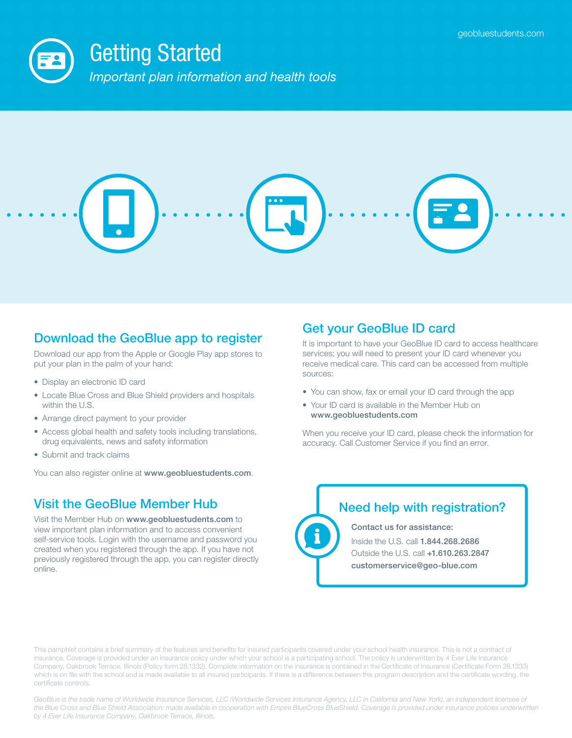geobluestudents.com

# Getting Started

*Important plan information and health tools*

## Download the GeoBlue app to register

Download our app from the Apple or Google Play app stores to put your plan in the palm of your hand:

- Display an electronic ID card
- Locate Blue Cross and Blue Shield providers and hospitals within the U.S.
- Arrange direct payment to your provider
- Access global health and safety tools including translations, drug equivalents, news and safety information
- Submit and track claims

You can also register online at **www.geobluestudents.com**.

## Visit the GeoBlue Member Hub

Visit the Member Hub on **www.geobluestudents.com** to view important plan information and to access convenient self-service tools. Login with the username and password you created when you registered through the app. If you have not previously registered through the app, you can register directly online.

## Get your GeoBlue ID card

It is important to have your GeoBlue ID card to access healthcare services; you will need to present your ID card whenever you receive medical care. This card can be accessed from multiple sources:

- You can show, fax or email your ID card through the app
- Your ID card is available in the Member Hub on **www.geobluestudents.com**

When you receive your ID card, please check the information for accuracy. Call Customer Service if you find an error.

## Need help with registration?

**Contact us for assistance:**

Inside the U.S. call **1.844.268.2686**
Outside the U.S. call **+1.610.263.2847**
**customerservice@geo-blue.com**

This pamphlet contains a brief summary of the features and benefits for insured participants covered under your school health insurance. This is not a contract of insurance. Coverage is provided under an insurance policy under which your school is a participating school. The policy is underwritten by 4 Ever Life Insurance Company, Oakbrook Terrace, Illinois (Policy form 28.1332). Complete information on the insurance is contained in the Certificate of Insurance (Certificate Form 28.1333) which is on file with the school and is made available to all insured participants. If there is a difference between this program description and the certificate wording, the certificate controls.

*GeoBlue is the trade name of Worldwide Insurance Services, LLC (Worldwide Services Insurance Agency, LLC in California and New York), an independent licensee of the Blue Cross and Blue Shield Association: made available in cooperation with Empire BlueCross BlueShield. Coverage is provided under insurance policies underwritten by 4 Ever Life Insurance Company, Oakbrook Terrace, Illinois.*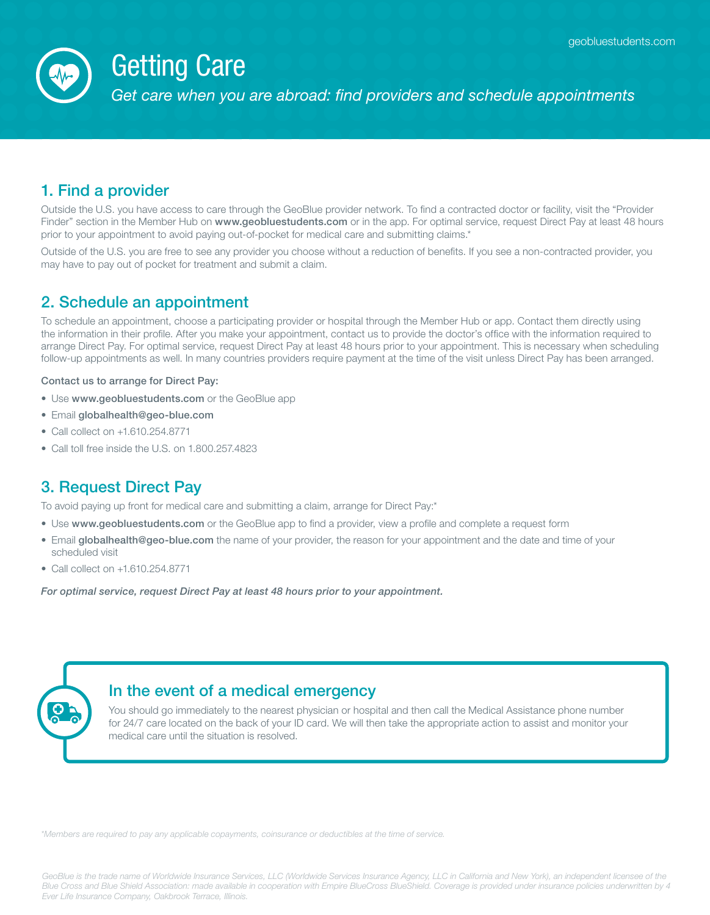geobluestudents.com

# Getting Care

*Get care when you are abroad: find providers and schedule appointments*

## 1. Find a provider

Outside the U.S. you have access to care through the GeoBlue provider network. To find a contracted doctor or facility, visit the "Provider Finder" section in the Member Hub on **www.geobluestudents.com** or in the app. For optimal service, request Direct Pay at least 48 hours prior to your appointment to avoid paying out-of-pocket for medical care and submitting claims.*

Outside of the U.S. you are free to see any provider you choose without a reduction of benefits. If you see a non-contracted provider, you may have to pay out of pocket for treatment and submit a claim.

## 2. Schedule an appointment

To schedule an appointment, choose a participating provider or hospital through the Member Hub or app. Contact them directly using the information in their profile. After you make your appointment, contact us to provide the doctor's office with the information required to arrange Direct Pay. For optimal service, request Direct Pay at least 48 hours prior to your appointment. This is necessary when scheduling follow-up appointments as well. In many countries providers require payment at the time of the visit unless Direct Pay has been arranged.

**Contact us to arrange for Direct Pay:**

- Use **www.geobluestudents.com** or the GeoBlue app
- Email **globalhealth@geo-blue.com**
- Call collect on +1.610.254.8771
- Call toll free inside the U.S. on 1.800.257.4823

## 3. Request Direct Pay

To avoid paying up front for medical care and submitting a claim, arrange for Direct Pay:*

- Use **www.geobluestudents.com** or the GeoBlue app to find a provider, view a profile and complete a request form
- Email **globalhealth@geo-blue.com** the name of your provider, the reason for your appointment and the date and time of your scheduled visit
- Call collect on +1.610.254.8771

***For optimal service, request Direct Pay at least 48 hours prior to your appointment.***

## In the event of a medical emergency

You should go immediately to the nearest physician or hospital and then call the Medical Assistance phone number for 24/7 care located on the back of your ID card. We will then take the appropriate action to assist and monitor your medical care until the situation is resolved.

*\*Members are required to pay any applicable copayments, coinsurance or deductibles at the time of service.*

*GeoBlue is the trade name of Worldwide Insurance Services, LLC (Worldwide Services Insurance Agency, LLC in California and New York), an independent licensee of the Blue Cross and Blue Shield Association: made available in cooperation with Empire BlueCross BlueShield. Coverage is provided under insurance policies underwritten by 4 Ever Life Insurance Company, Oakbrook Terrace, Illinois.*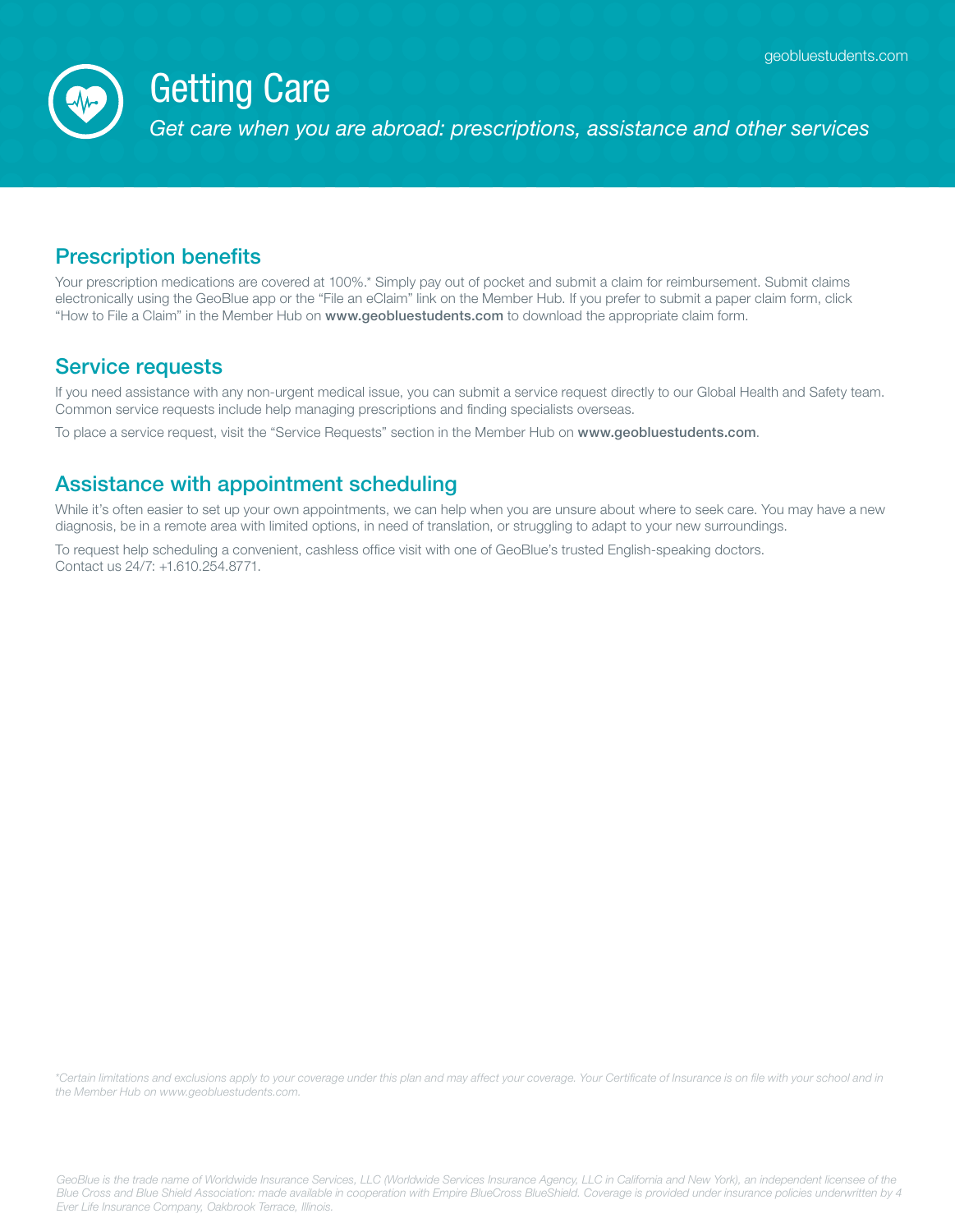# Getting Care

*Get care when you are abroad: prescriptions, assistance and other services*

## Prescription benefits

Your prescription medications are covered at 100%.* Simply pay out of pocket and submit a claim for reimbursement. Submit claims electronically using the GeoBlue app or the "File an eClaim" link on the Member Hub. If you prefer to submit a paper claim form, click "How to File a Claim" in the Member Hub on **www.geobluestudents.com** to download the appropriate claim form.

## Service requests

If you need assistance with any non-urgent medical issue, you can submit a service request directly to our Global Health and Safety team. Common service requests include help managing prescriptions and finding specialists overseas.

To place a service request, visit the "Service Requests" section in the Member Hub on **www.geobluestudents.com**.

## Assistance with appointment scheduling

While it's often easier to set up your own appointments, we can help when you are unsure about where to seek care. You may have a new diagnosis, be in a remote area with limited options, in need of translation, or struggling to adapt to your new surroundings.

To request help scheduling a convenient, cashless office visit with one of GeoBlue's trusted English-speaking doctors. Contact us 24/7: +1.610.254.8771.

*\*Certain limitations and exclusions apply to your coverage under this plan and may affect your coverage. Your Certificate of Insurance is on file with your school and in the Member Hub on www.geobluestudents.com.*

*GeoBlue is the trade name of Worldwide Insurance Services, LLC (Worldwide Services Insurance Agency, LLC in California and New York), an independent licensee of the Blue Cross and Blue Shield Association: made available in cooperation with Empire BlueCross BlueShield. Coverage is provided under insurance policies underwritten by 4 Ever Life Insurance Company, Oakbrook Terrace, Illinois.*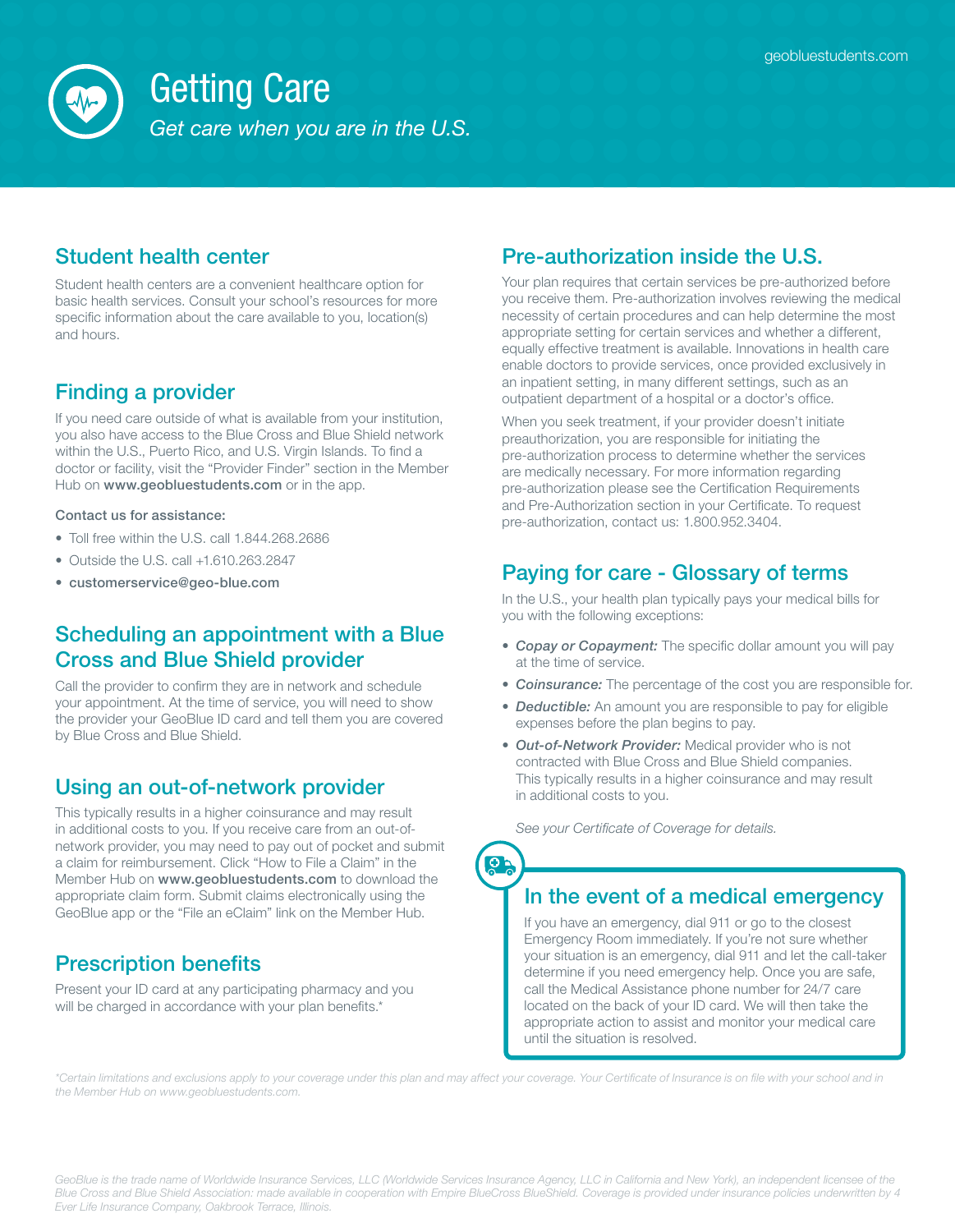# Getting Care

*Get care when you are in the U.S.*

geobluestudents.com

## Student health center

Student health centers are a convenient healthcare option for basic health services. Consult your school's resources for more specific information about the care available to you, location(s) and hours.

## Finding a provider

If you need care outside of what is available from your institution, you also have access to the Blue Cross and Blue Shield network within the U.S., Puerto Rico, and U.S. Virgin Islands. To find a doctor or facility, visit the "Provider Finder" section in the Member Hub on **www.geobluestudents.com** or in the app.

**Contact us for assistance:**

- Toll free within the U.S. call 1.844.268.2686
- Outside the U.S. call +1.610.263.2847
- **customerservice@geo-blue.com**

## Scheduling an appointment with a Blue Cross and Blue Shield provider

Call the provider to confirm they are in network and schedule your appointment. At the time of service, you will need to show the provider your GeoBlue ID card and tell them you are covered by Blue Cross and Blue Shield.

## Using an out-of-network provider

This typically results in a higher coinsurance and may result in additional costs to you. If you receive care from an out-of-network provider, you may need to pay out of pocket and submit a claim for reimbursement. Click "How to File a Claim" in the Member Hub on **www.geobluestudents.com** to download the appropriate claim form. Submit claims electronically using the GeoBlue app or the "File an eClaim" link on the Member Hub.

## Prescription benefits

Present your ID card at any participating pharmacy and you will be charged in accordance with your plan benefits.*

## Pre-authorization inside the U.S.

Your plan requires that certain services be pre-authorized before you receive them. Pre-authorization involves reviewing the medical necessity of certain procedures and can help determine the most appropriate setting for certain services and whether a different, equally effective treatment is available. Innovations in health care enable doctors to provide services, once provided exclusively in an inpatient setting, in many different settings, such as an outpatient department of a hospital or a doctor's office.

When you seek treatment, if your provider doesn't initiate preauthorization, you are responsible for initiating the pre-authorization process to determine whether the services are medically necessary. For more information regarding pre-authorization please see the Certification Requirements and Pre-Authorization section in your Certificate. To request pre-authorization, contact us: 1.800.952.3404.

## Paying for care - Glossary of terms

In the U.S., your health plan typically pays your medical bills for you with the following exceptions:

- ***Copay or Copayment:*** The specific dollar amount you will pay at the time of service.
- ***Coinsurance:*** The percentage of the cost you are responsible for.
- ***Deductible:*** An amount you are responsible to pay for eligible expenses before the plan begins to pay.
- ***Out-of-Network Provider:*** Medical provider who is not contracted with Blue Cross and Blue Shield companies. This typically results in a higher coinsurance and may result in additional costs to you.

*See your Certificate of Coverage for details.*

## In the event of a medical emergency

If you have an emergency, dial 911 or go to the closest Emergency Room immediately. If you're not sure whether your situation is an emergency, dial 911 and let the call-taker determine if you need emergency help. Once you are safe, call the Medical Assistance phone number for 24/7 care located on the back of your ID card. We will then take the appropriate action to assist and monitor your medical care until the situation is resolved.

*\*Certain limitations and exclusions apply to your coverage under this plan and may affect your coverage. Your Certificate of Insurance is on file with your school and in the Member Hub on www.geobluestudents.com.*

*GeoBlue is the trade name of Worldwide Insurance Services, LLC (Worldwide Services Insurance Agency, LLC in California and New York), an independent licensee of the Blue Cross and Blue Shield Association: made available in cooperation with Empire BlueCross BlueShield. Coverage is provided under insurance policies underwritten by 4 Ever Life Insurance Company, Oakbrook Terrace, Illinois.*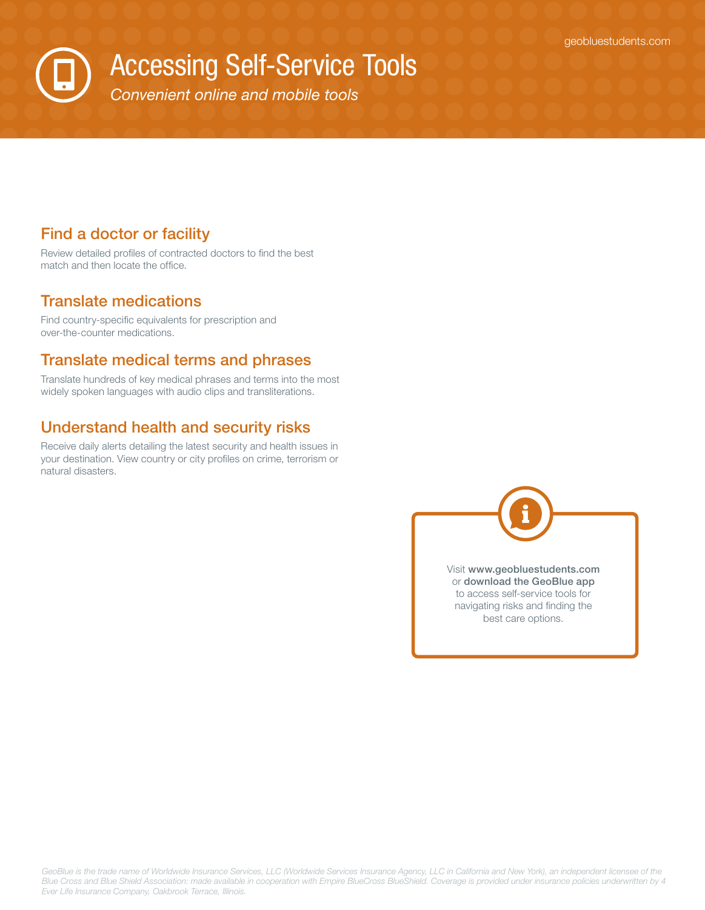# Accessing Self-Service Tools

*Convenient online and mobile tools*

## Find a doctor or facility

Review detailed profiles of contracted doctors to find the best match and then locate the office.

## Translate medications

Find country-specific equivalents for prescription and over-the-counter medications.

## Translate medical terms and phrases

Translate hundreds of key medical phrases and terms into the most widely spoken languages with audio clips and transliterations.

## Understand health and security risks

Receive daily alerts detailing the latest security and health issues in your destination. View country or city profiles on crime, terrorism or natural disasters.

Visit **www.geobluestudents.com** or **download the GeoBlue app** to access self-service tools for navigating risks and finding the best care options.

*GeoBlue is the trade name of Worldwide Insurance Services, LLC (Worldwide Services Insurance Agency, LLC in California and New York), an independent licensee of the Blue Cross and Blue Shield Association: made available in cooperation with Empire BlueCross BlueShield. Coverage is provided under insurance policies underwritten by 4 Ever Life Insurance Company, Oakbrook Terrace, Illinois.*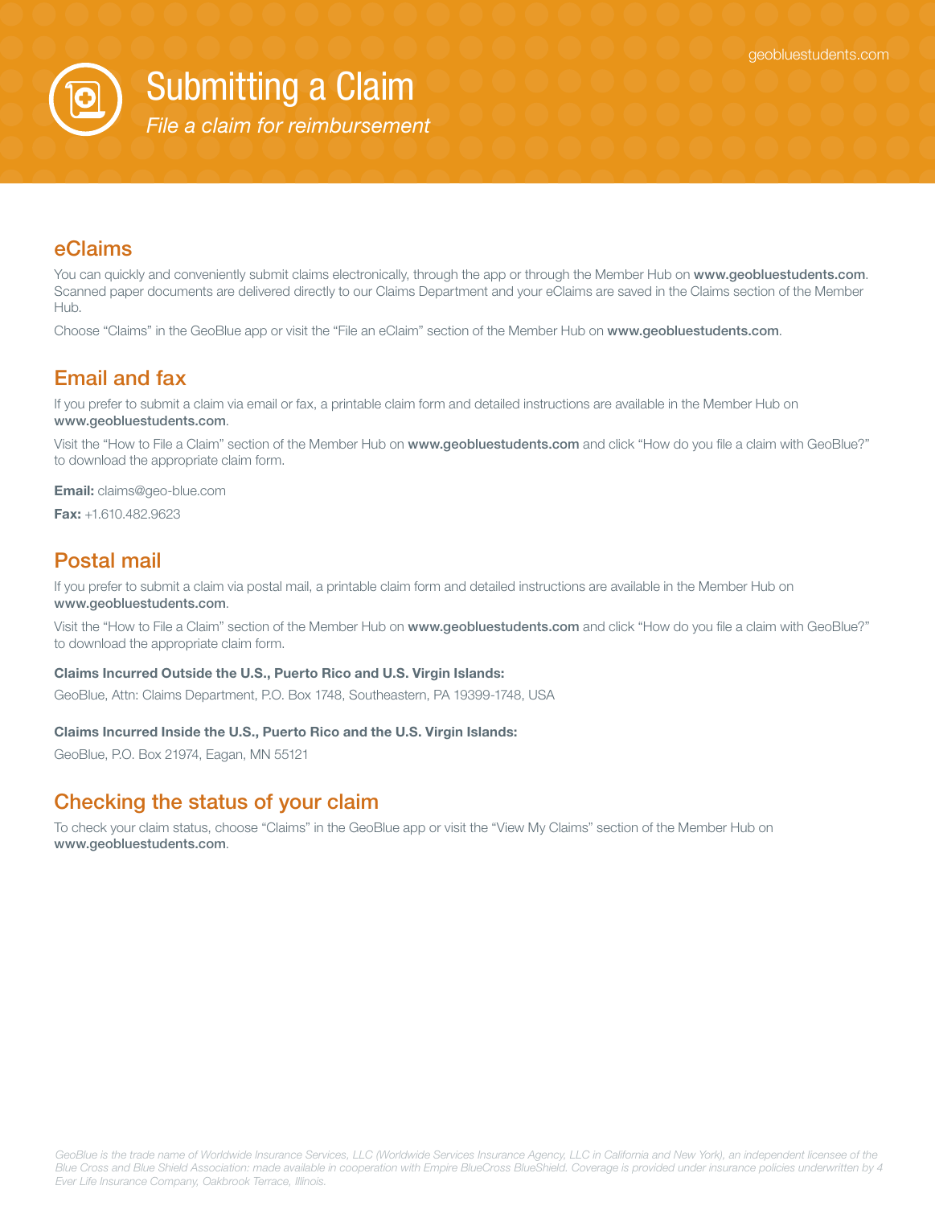# Submitting a Claim

*File a claim for reimbursement*

## eClaims

You can quickly and conveniently submit claims electronically, through the app or through the Member Hub on **www.geobluestudents.com**. Scanned paper documents are delivered directly to our Claims Department and your eClaims are saved in the Claims section of the Member Hub.

Choose "Claims" in the GeoBlue app or visit the "File an eClaim" section of the Member Hub on **www.geobluestudents.com**.

## Email and fax

If you prefer to submit a claim via email or fax, a printable claim form and detailed instructions are available in the Member Hub on **www.geobluestudents.com**.

Visit the "How to File a Claim" section of the Member Hub on **www.geobluestudents.com** and click "How do you file a claim with GeoBlue?" to download the appropriate claim form.

**Email:** claims@geo-blue.com

**Fax:** +1.610.482.9623

## Postal mail

If you prefer to submit a claim via postal mail, a printable claim form and detailed instructions are available in the Member Hub on **www.geobluestudents.com**.

Visit the "How to File a Claim" section of the Member Hub on **www.geobluestudents.com** and click "How do you file a claim with GeoBlue?" to download the appropriate claim form.

**Claims Incurred Outside the U.S., Puerto Rico and U.S. Virgin Islands:**

GeoBlue, Attn: Claims Department, P.O. Box 1748, Southeastern, PA 19399-1748, USA

**Claims Incurred Inside the U.S., Puerto Rico and the U.S. Virgin Islands:**

GeoBlue, P.O. Box 21974, Eagan, MN 55121

## Checking the status of your claim

To check your claim status, choose "Claims" in the GeoBlue app or visit the "View My Claims" section of the Member Hub on **www.geobluestudents.com**.

*GeoBlue is the trade name of Worldwide Insurance Services, LLC (Worldwide Services Insurance Agency, LLC in California and New York), an independent licensee of the Blue Cross and Blue Shield Association: made available in cooperation with Empire BlueCross BlueShield. Coverage is provided under insurance policies underwritten by 4 Ever Life Insurance Company, Oakbrook Terrace, Illinois.*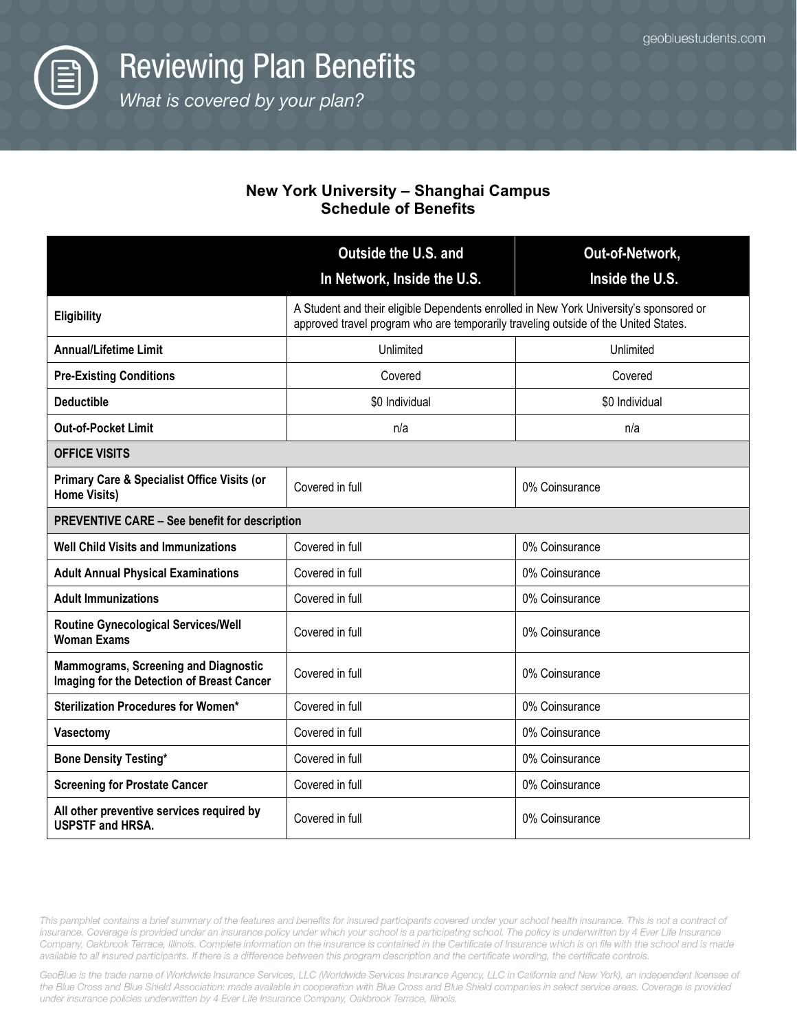# Reviewing Plan Benefits

*What is covered by your plan?*

geobluestudents.com

## New York University – Shanghai Campus
## Schedule of Benefits

| | Outside the U.S. and In Network, Inside the U.S. | Out-of-Network, Inside the U.S. |
|---|---|---|
| **Eligibility** | A Student and their eligible Dependents enrolled in New York University's sponsored or approved travel program who are temporarily traveling outside of the United States. | |
| **Annual/Lifetime Limit** | Unlimited | Unlimited |
| **Pre-Existing Conditions** | Covered | Covered |
| **Deductible** | $0 Individual | $0 Individual |
| **Out-of-Pocket Limit** | n/a | n/a |
| **OFFICE VISITS** | | |
| **Primary Care & Specialist Office Visits (or Home Visits)** | Covered in full | 0% Coinsurance |
| **PREVENTIVE CARE – See benefit for description** | | |
| **Well Child Visits and Immunizations** | Covered in full | 0% Coinsurance |
| **Adult Annual Physical Examinations** | Covered in full | 0% Coinsurance |
| **Adult Immunizations** | Covered in full | 0% Coinsurance |
| **Routine Gynecological Services/Well Woman Exams** | Covered in full | 0% Coinsurance |
| **Mammograms, Screening and Diagnostic Imaging for the Detection of Breast Cancer** | Covered in full | 0% Coinsurance |
| **Sterilization Procedures for Women*** | Covered in full | 0% Coinsurance |
| **Vasectomy** | Covered in full | 0% Coinsurance |
| **Bone Density Testing*** | Covered in full | 0% Coinsurance |
| **Screening for Prostate Cancer** | Covered in full | 0% Coinsurance |
| **All other preventive services required by USPSTF and HRSA.** | Covered in full | 0% Coinsurance |

*This pamphlet contains a brief summary of the features and benefits for insured participants covered under your school health insurance. This is not a contract of insurance. Coverage is provided under an insurance policy under which your school is a participating school. The policy is underwritten by 4 Ever Life Insurance Company, Oakbrook Terrace, Illinois. Complete information on the insurance is contained in the Certificate of Insurance which is on file with the school and is made available to all insured participants. If there is a difference between this program description and the certificate wording, the certificate controls.*

*GeoBlue is the trade name of Worldwide Insurance Services, LLC (Worldwide Services Insurance Agency, LLC in California and New York), an independent licensee of the Blue Cross and Blue Shield Association: made available in cooperation with Blue Cross and Blue Shield companies in select service areas. Coverage is provided under insurance policies underwritten by 4 Ever Life Insurance Company, Oakbrook Terrace, Illinois.*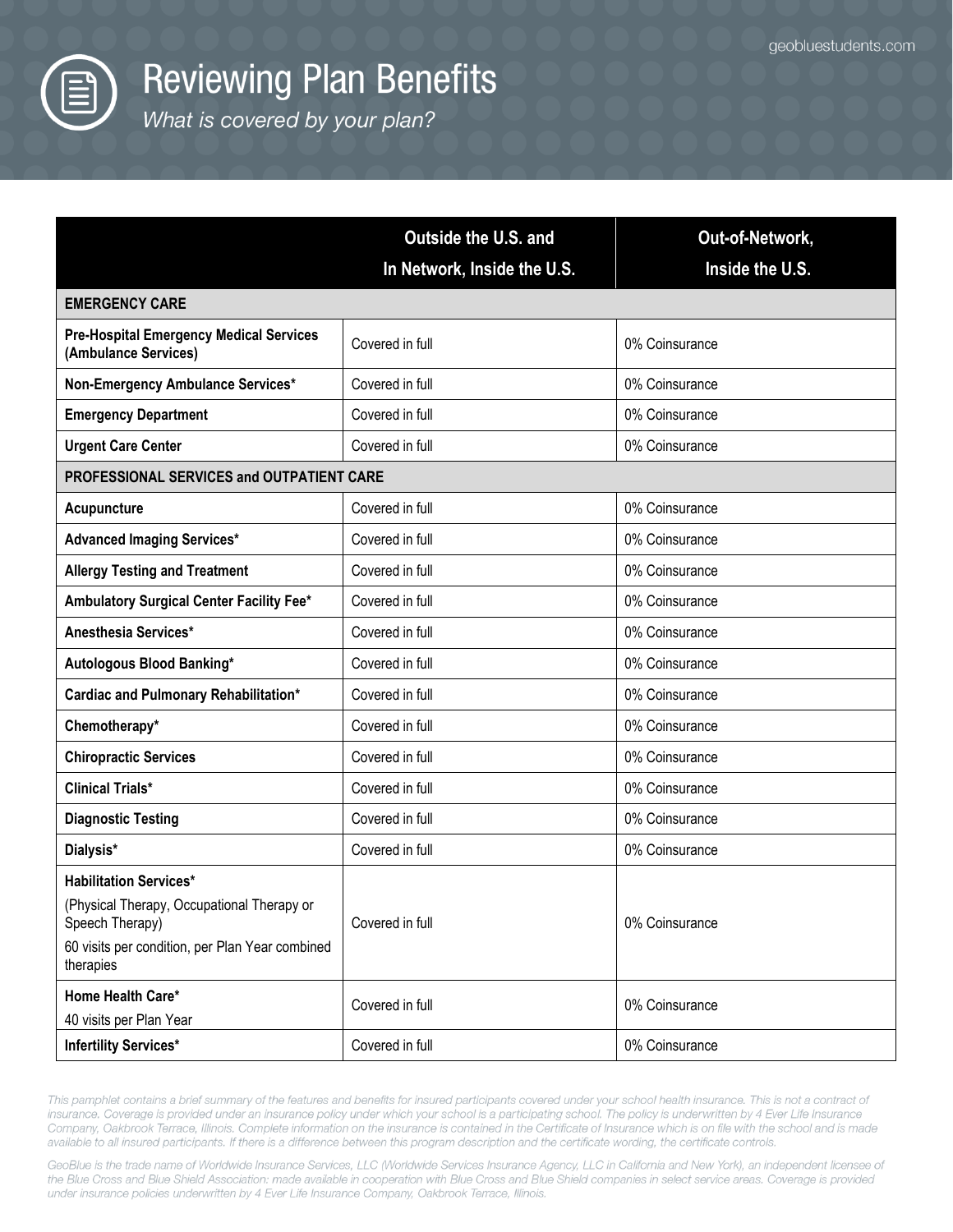# Reviewing Plan Benefits

*What is covered by your plan?*

| | Outside the U.S. and In Network, Inside the U.S. | Out-of-Network, Inside the U.S. |
|---|---|---|
| **EMERGENCY CARE** | | |
| **Pre-Hospital Emergency Medical Services (Ambulance Services)** | Covered in full | 0% Coinsurance |
| **Non-Emergency Ambulance Services*** | Covered in full | 0% Coinsurance |
| **Emergency Department** | Covered in full | 0% Coinsurance |
| **Urgent Care Center** | Covered in full | 0% Coinsurance |
| **PROFESSIONAL SERVICES and OUTPATIENT CARE** | | |
| **Acupuncture** | Covered in full | 0% Coinsurance |
| **Advanced Imaging Services*** | Covered in full | 0% Coinsurance |
| **Allergy Testing and Treatment** | Covered in full | 0% Coinsurance |
| **Ambulatory Surgical Center Facility Fee*** | Covered in full | 0% Coinsurance |
| **Anesthesia Services*** | Covered in full | 0% Coinsurance |
| **Autologous Blood Banking*** | Covered in full | 0% Coinsurance |
| **Cardiac and Pulmonary Rehabilitation*** | Covered in full | 0% Coinsurance |
| **Chemotherapy*** | Covered in full | 0% Coinsurance |
| **Chiropractic Services** | Covered in full | 0% Coinsurance |
| **Clinical Trials*** | Covered in full | 0% Coinsurance |
| **Diagnostic Testing** | Covered in full | 0% Coinsurance |
| **Dialysis*** | Covered in full | 0% Coinsurance |
| **Habilitation Services*** (Physical Therapy, Occupational Therapy or Speech Therapy) 60 visits per condition, per Plan Year combined therapies | Covered in full | 0% Coinsurance |
| **Home Health Care*** 40 visits per Plan Year | Covered in full | 0% Coinsurance |
| **Infertility Services*** | Covered in full | 0% Coinsurance |

*This pamphlet contains a brief summary of the features and benefits for insured participants covered under your school health insurance. This is not a contract of insurance. Coverage is provided under an insurance policy under which your school is a participating school. The policy is underwritten by 4 Ever Life Insurance Company, Oakbrook Terrace, Illinois. Complete information on the insurance is contained in the Certificate of Insurance which is on file with the school and is made available to all insured participants. If there is a difference between this program description and the certificate wording, the certificate controls.*

*GeoBlue is the trade name of Worldwide Insurance Services, LLC (Worldwide Services Insurance Agency, LLC in California and New York), an independent licensee of the Blue Cross and Blue Shield Association: made available in cooperation with Blue Cross and Blue Shield companies in select service areas. Coverage is provided under insurance policies underwritten by 4 Ever Life Insurance Company, Oakbrook Terrace, Illinois.*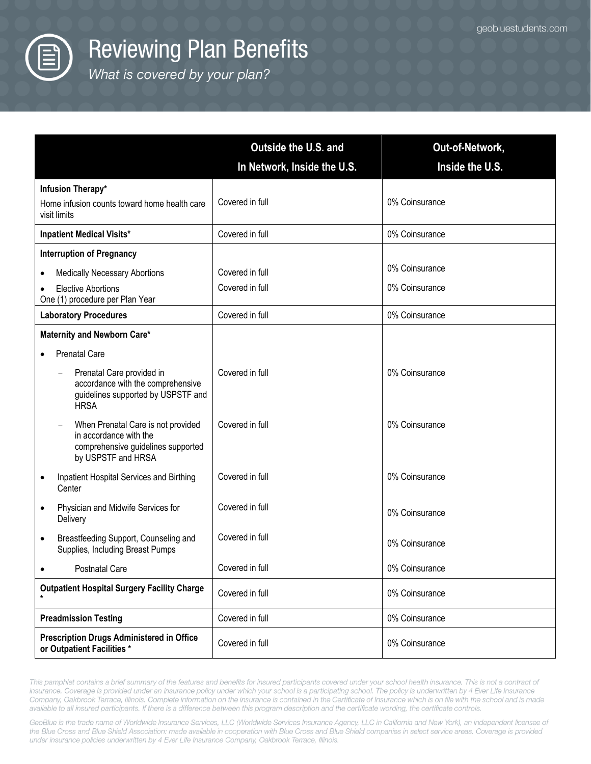# Reviewing Plan Benefits

*What is covered by your plan?*

| | Outside the U.S. and In Network, Inside the U.S. | Out-of-Network, Inside the U.S. |
|---|---|---|
| **Infusion Therapy***<br>Home infusion counts toward home health care visit limits | Covered in full | 0% Coinsurance |
| **Inpatient Medical Visits*** | Covered in full | 0% Coinsurance |
| **Interruption of Pregnancy** | | |
| • Medically Necessary Abortions | Covered in full | 0% Coinsurance |
| • Elective Abortions<br>One (1) procedure per Plan Year | Covered in full | 0% Coinsurance |
| **Laboratory Procedures** | Covered in full | 0% Coinsurance |
| **Maternity and Newborn Care*** | | |
| • Prenatal Care | | |
| – Prenatal Care provided in accordance with the comprehensive guidelines supported by USPSTF and HRSA | Covered in full | 0% Coinsurance |
| – When Prenatal Care is not provided in accordance with the comprehensive guidelines supported by USPSTF and HRSA | Covered in full | 0% Coinsurance |
| • Inpatient Hospital Services and Birthing Center | Covered in full | 0% Coinsurance |
| • Physician and Midwife Services for Delivery | Covered in full | 0% Coinsurance |
| • Breastfeeding Support, Counseling and Supplies, Including Breast Pumps | Covered in full | 0% Coinsurance |
| • Postnatal Care | Covered in full | 0% Coinsurance |
| **Outpatient Hospital Surgery Facility Charge *** | Covered in full | 0% Coinsurance |
| **Preadmission Testing** | Covered in full | 0% Coinsurance |
| **Prescription Drugs Administered in Office or Outpatient Facilities *** | Covered in full | 0% Coinsurance |

*This pamphlet contains a brief summary of the features and benefits for insured participants covered under your school health insurance. This is not a contract of insurance. Coverage is provided under an insurance policy under which your school is a participating school. The policy is underwritten by 4 Ever Life Insurance Company, Oakbrook Terrace, Illinois. Complete information on the insurance is contained in the Certificate of Insurance which is on file with the school and is made available to all insured participants. If there is a difference between this program description and the certificate wording, the certificate controls.*

*GeoBlue is the trade name of Worldwide Insurance Services, LLC (Worldwide Services Insurance Agency, LLC in California and New York), an independent licensee of the Blue Cross and Blue Shield Association: made available in cooperation with Blue Cross and Blue Shield companies in select service areas. Coverage is provided under insurance policies underwritten by 4 Ever Life Insurance Company, Oakbrook Terrace, Illinois.*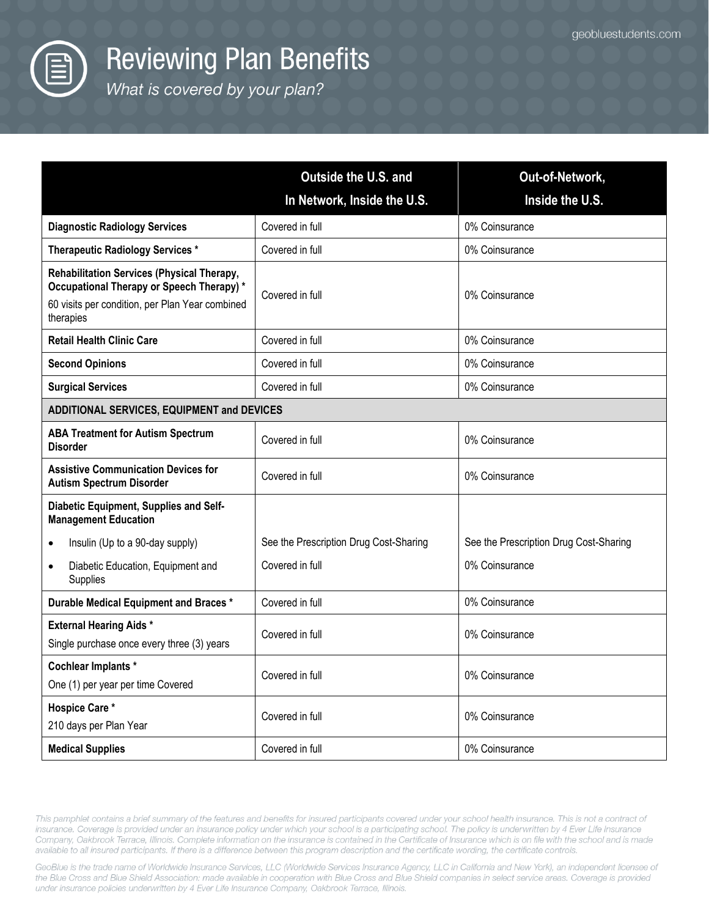# Reviewing Plan Benefits

*What is covered by your plan?*

| | Outside the U.S. and In Network, Inside the U.S. | Out-of-Network, Inside the U.S. |
|---|---|---|
| **Diagnostic Radiology Services** | Covered in full | 0% Coinsurance |
| **Therapeutic Radiology Services *** | Covered in full | 0% Coinsurance |
| **Rehabilitation Services (Physical Therapy, Occupational Therapy or Speech Therapy) *** 60 visits per condition, per Plan Year combined therapies | Covered in full | 0% Coinsurance |
| **Retail Health Clinic Care** | Covered in full | 0% Coinsurance |
| **Second Opinions** | Covered in full | 0% Coinsurance |
| **Surgical Services** | Covered in full | 0% Coinsurance |
| **ADDITIONAL SERVICES, EQUIPMENT and DEVICES** | | |
| **ABA Treatment for Autism Spectrum Disorder** | Covered in full | 0% Coinsurance |
| **Assistive Communication Devices for Autism Spectrum Disorder** | Covered in full | 0% Coinsurance |
| **Diabetic Equipment, Supplies and Self-Management Education** | | |
| • Insulin (Up to a 90-day supply) | See the Prescription Drug Cost-Sharing | See the Prescription Drug Cost-Sharing |
| • Diabetic Education, Equipment and Supplies | Covered in full | 0% Coinsurance |
| **Durable Medical Equipment and Braces *** | Covered in full | 0% Coinsurance |
| **External Hearing Aids *** Single purchase once every three (3) years | Covered in full | 0% Coinsurance |
| **Cochlear Implants *** One (1) per year per time Covered | Covered in full | 0% Coinsurance |
| **Hospice Care *** 210 days per Plan Year | Covered in full | 0% Coinsurance |
| **Medical Supplies** | Covered in full | 0% Coinsurance |

*This pamphlet contains a brief summary of the features and benefits for insured participants covered under your school health insurance. This is not a contract of insurance. Coverage is provided under an insurance policy under which your school is a participating school. The policy is underwritten by 4 Ever Life Insurance Company, Oakbrook Terrace, Illinois. Complete information on the insurance is contained in the Certificate of Insurance which is on file with the school and is made available to all insured participants. If there is a difference between this program description and the certificate wording, the certificate controls.*

*GeoBlue is the trade name of Worldwide Insurance Services, LLC (Worldwide Services Insurance Agency, LLC in California and New York), an independent licensee of the Blue Cross and Blue Shield Association: made available in cooperation with Blue Cross and Blue Shield companies in select service areas. Coverage is provided under insurance policies underwritten by 4 Ever Life Insurance Company, Oakbrook Terrace, Illinois.*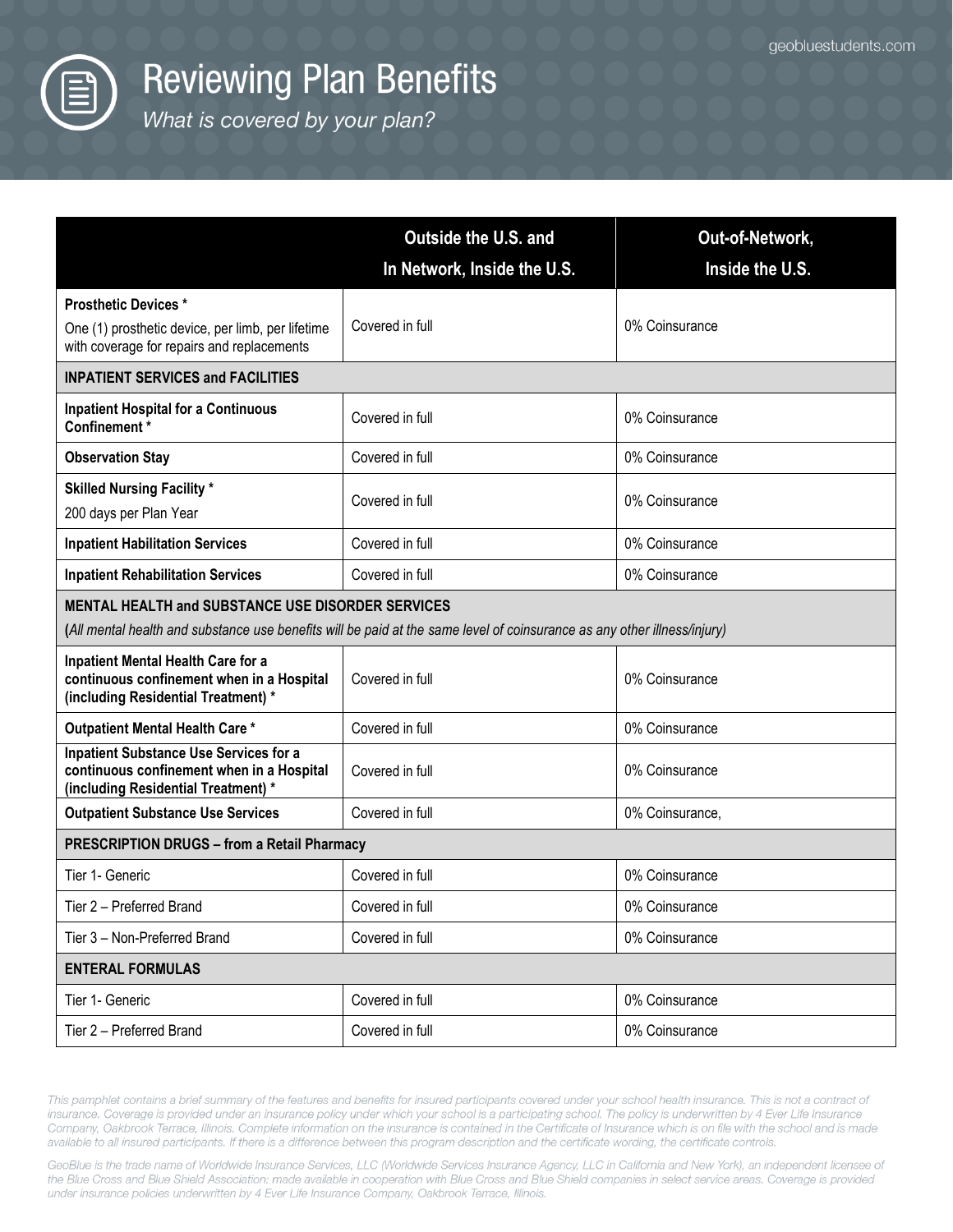# Reviewing Plan Benefits

*What is covered by your plan?*

| | Outside the U.S. and In Network, Inside the U.S. | Out-of-Network, Inside the U.S. |
|---|---|---|
| **Prosthetic Devices *** One (1) prosthetic device, per limb, per lifetime with coverage for repairs and replacements | Covered in full | 0% Coinsurance |
| **INPATIENT SERVICES and FACILITIES** | | |
| **Inpatient Hospital for a Continuous Confinement *** | Covered in full | 0% Coinsurance |
| **Observation Stay** | Covered in full | 0% Coinsurance |
| **Skilled Nursing Facility *** 200 days per Plan Year | Covered in full | 0% Coinsurance |
| **Inpatient Habilitation Services** | Covered in full | 0% Coinsurance |
| **Inpatient Rehabilitation Services** | Covered in full | 0% Coinsurance |
| **MENTAL HEALTH and SUBSTANCE USE DISORDER SERVICES** **(***All mental health and substance use benefits will be paid at the same level of coinsurance as any other illness/injury)* | | |
| **Inpatient Mental Health Care for a continuous confinement when in a Hospital (including Residential Treatment) *** | Covered in full | 0% Coinsurance |
| **Outpatient Mental Health Care *** | Covered in full | 0% Coinsurance |
| **Inpatient Substance Use Services for a continuous confinement when in a Hospital (including Residential Treatment) *** | Covered in full | 0% Coinsurance |
| **Outpatient Substance Use Services** | Covered in full | 0% Coinsurance, |
| **PRESCRIPTION DRUGS – from a Retail Pharmacy** | | |
| Tier 1- Generic | Covered in full | 0% Coinsurance |
| Tier 2 – Preferred Brand | Covered in full | 0% Coinsurance |
| Tier 3 – Non-Preferred Brand | Covered in full | 0% Coinsurance |
| **ENTERAL FORMULAS** | | |
| Tier 1- Generic | Covered in full | 0% Coinsurance |
| Tier 2 – Preferred Brand | Covered in full | 0% Coinsurance |

*This pamphlet contains a brief summary of the features and benefits for insured participants covered under your school health insurance. This is not a contract of insurance. Coverage is provided under an insurance policy under which your school is a participating school. The policy is underwritten by 4 Ever Life Insurance Company, Oakbrook Terrace, Illinois. Complete information on the insurance is contained in the Certificate of Insurance which is on file with the school and is made available to all insured participants. If there is a difference between this program description and the certificate wording, the certificate controls.*

*GeoBlue is the trade name of Worldwide Insurance Services, LLC (Worldwide Services Insurance Agency, LLC in California and New York), an independent licensee of the Blue Cross and Blue Shield Association: made available in cooperation with Blue Cross and Blue Shield companies in select service areas. Coverage is provided under insurance policies underwritten by 4 Ever Life Insurance Company, Oakbrook Terrace, Illinois.*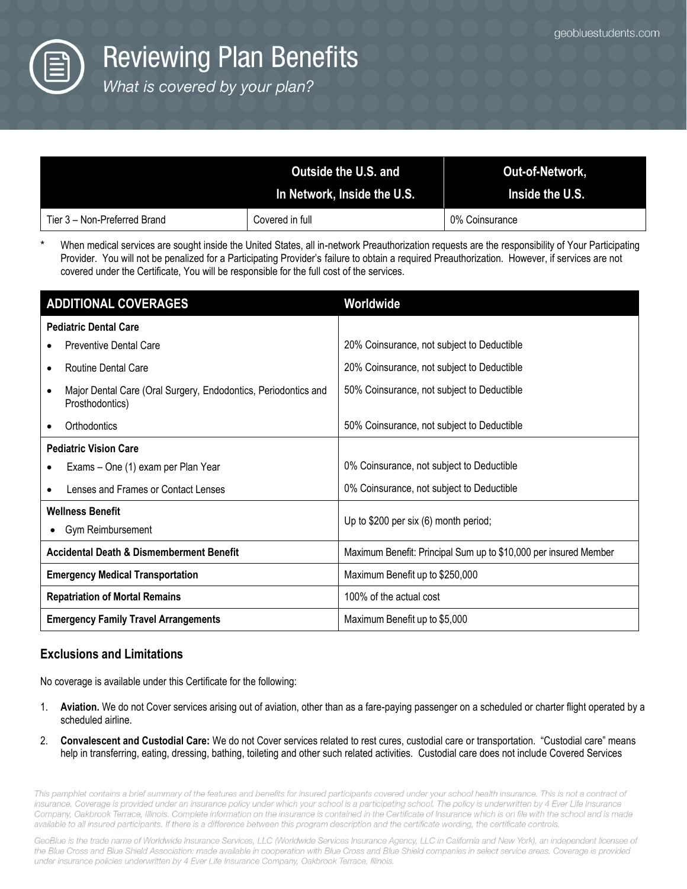# Reviewing Plan Benefits

*What is covered by your plan?*

| | Outside the U.S. and In Network, Inside the U.S. | Out-of-Network, Inside the U.S. |
|---|---|---|
| Tier 3 – Non-Preferred Brand | Covered in full | 0% Coinsurance |

\* When medical services are sought inside the United States, all in-network Preauthorization requests are the responsibility of Your Participating Provider. You will not be penalized for a Participating Provider's failure to obtain a required Preauthorization. However, if services are not covered under the Certificate, You will be responsible for the full cost of the services.

| ADDITIONAL COVERAGES | Worldwide |
|---|---|
| **Pediatric Dental Care** | |
| • Preventive Dental Care | 20% Coinsurance, not subject to Deductible |
| • Routine Dental Care | 20% Coinsurance, not subject to Deductible |
| • Major Dental Care (Oral Surgery, Endodontics, Periodontics and Prosthodontics) | 50% Coinsurance, not subject to Deductible |
| • Orthodontics | 50% Coinsurance, not subject to Deductible |
| **Pediatric Vision Care** | |
| • Exams – One (1) exam per Plan Year | 0% Coinsurance, not subject to Deductible |
| • Lenses and Frames or Contact Lenses | 0% Coinsurance, not subject to Deductible |
| **Wellness Benefit** • Gym Reimbursement | Up to $200 per six (6) month period; |
| **Accidental Death & Dismemberment Benefit** | Maximum Benefit: Principal Sum up to $10,000 per insured Member |
| **Emergency Medical Transportation** | Maximum Benefit up to $250,000 |
| **Repatriation of Mortal Remains** | 100% of the actual cost |
| **Emergency Family Travel Arrangements** | Maximum Benefit up to $5,000 |

## Exclusions and Limitations

No coverage is available under this Certificate for the following:

1. **Aviation.** We do not Cover services arising out of aviation, other than as a fare-paying passenger on a scheduled or charter flight operated by a scheduled airline.
2. **Convalescent and Custodial Care:** We do not Cover services related to rest cures, custodial care or transportation. "Custodial care" means help in transferring, eating, dressing, bathing, toileting and other such related activities. Custodial care does not include Covered Services

*This pamphlet contains a brief summary of the features and benefits for insured participants covered under your school health insurance. This is not a contract of insurance. Coverage is provided under an insurance policy under which your school is a participating school. The policy is underwritten by 4 Ever Life Insurance Company, Oakbrook Terrace, Illinois. Complete information on the insurance is contained in the Certificate of Insurance which is on file with the school and is made available to all insured participants. If there is a difference between this program description and the certificate wording, the certificate controls.*

*GeoBlue is the trade name of Worldwide Insurance Services, LLC (Worldwide Services Insurance Agency, LLC in California and New York), an independent licensee of the Blue Cross and Blue Shield Association; made available in cooperation with Blue Cross and Blue Shield companies in select service areas. Coverage is provided under insurance policies underwritten by 4 Ever Life Insurance Company, Oakbrook Terrace, Illinois.*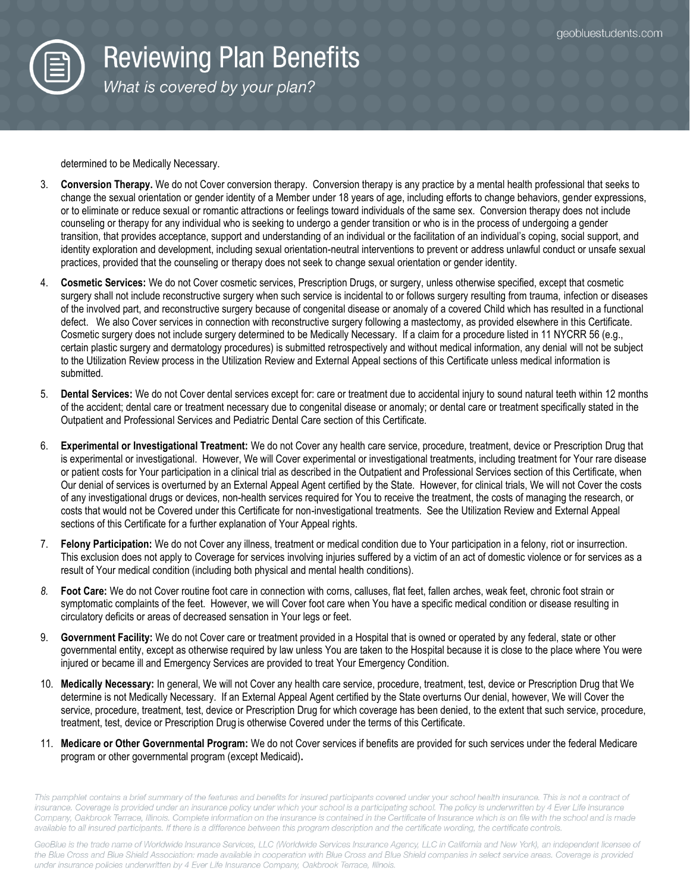determined to be Medically Necessary.

3. **Conversion Therapy.** We do not Cover conversion therapy. Conversion therapy is any practice by a mental health professional that seeks to change the sexual orientation or gender identity of a Member under 18 years of age, including efforts to change behaviors, gender expressions, or to eliminate or reduce sexual or romantic attractions or feelings toward individuals of the same sex. Conversion therapy does not include counseling or therapy for any individual who is seeking to undergo a gender transition or who is in the process of undergoing a gender transition, that provides acceptance, support and understanding of an individual or the facilitation of an individual's coping, social support, and identity exploration and development, including sexual orientation-neutral interventions to prevent or address unlawful conduct or unsafe sexual practices, provided that the counseling or therapy does not seek to change sexual orientation or gender identity.

4. **Cosmetic Services:** We do not Cover cosmetic services, Prescription Drugs, or surgery, unless otherwise specified, except that cosmetic surgery shall not include reconstructive surgery when such service is incidental to or follows surgery resulting from trauma, infection or diseases of the involved part, and reconstructive surgery because of congenital disease or anomaly of a covered Child which has resulted in a functional defect. We also Cover services in connection with reconstructive surgery following a mastectomy, as provided elsewhere in this Certificate. Cosmetic surgery does not include surgery determined to be Medically Necessary. If a claim for a procedure listed in 11 NYCRR 56 (e.g., certain plastic surgery and dermatology procedures) is submitted retrospectively and without medical information, any denial will not be subject to the Utilization Review process in the Utilization Review and External Appeal sections of this Certificate unless medical information is submitted.

5. **Dental Services:** We do not Cover dental services except for: care or treatment due to accidental injury to sound natural teeth within 12 months of the accident; dental care or treatment necessary due to congenital disease or anomaly; or dental care or treatment specifically stated in the Outpatient and Professional Services and Pediatric Dental Care section of this Certificate.

6. **Experimental or Investigational Treatment:** We do not Cover any health care service, procedure, treatment, device or Prescription Drug that is experimental or investigational. However, We will Cover experimental or investigational treatments, including treatment for Your rare disease or patient costs for Your participation in a clinical trial as described in the Outpatient and Professional Services section of this Certificate, when Our denial of services is overturned by an External Appeal Agent certified by the State. However, for clinical trials, We will not Cover the costs of any investigational drugs or devices, non-health services required for You to receive the treatment, the costs of managing the research, or costs that would not be Covered under this Certificate for non-investigational treatments. See the Utilization Review and External Appeal sections of this Certificate for a further explanation of Your Appeal rights.

7. **Felony Participation:** We do not Cover any illness, treatment or medical condition due to Your participation in a felony, riot or insurrection. This exclusion does not apply to Coverage for services involving injuries suffered by a victim of an act of domestic violence or for services as a result of Your medical condition (including both physical and mental health conditions).

8. **Foot Care:** We do not Cover routine foot care in connection with corns, calluses, flat feet, fallen arches, weak feet, chronic foot strain or symptomatic complaints of the feet. However, we will Cover foot care when You have a specific medical condition or disease resulting in circulatory deficits or areas of decreased sensation in Your legs or feet.

9. **Government Facility:** We do not Cover care or treatment provided in a Hospital that is owned or operated by any federal, state or other governmental entity, except as otherwise required by law unless You are taken to the Hospital because it is close to the place where You were injured or became ill and Emergency Services are provided to treat Your Emergency Condition.

10. **Medically Necessary:** In general, We will not Cover any health care service, procedure, treatment, test, device or Prescription Drug that We determine is not Medically Necessary. If an External Appeal Agent certified by the State overturns Our denial, however, We will Cover the service, procedure, treatment, test, device or Prescription Drug for which coverage has been denied, to the extent that such service, procedure, treatment, test, device or Prescription Drug is otherwise Covered under the terms of this Certificate.

11. **Medicare or Other Governmental Program:** We do not Cover services if benefits are provided for such services under the federal Medicare program or other governmental program (except Medicaid).

*This pamphlet contains a brief summary of the features and benefits for insured participants covered under your school health insurance. This is not a contract of insurance. Coverage is provided under an insurance policy under which your school is a participating school. The policy is underwritten by 4 Ever Life Insurance Company, Oakbrook Terrace, Illinois. Complete information on the insurance is contained in the Certificate of Insurance which is on file with the school and is made available to all insured participants. If there is a difference between this program description and the certificate wording, the certificate controls.*

*GeoBlue is the trade name of Worldwide Insurance Services, LLC (Worldwide Services Insurance Agency, LLC in California and New York), an independent licensee of the Blue Cross and Blue Shield Association: made available in cooperation with Blue Cross and Blue Shield companies in select service areas. Coverage is provided under insurance policies underwritten by 4 Ever Life Insurance Company, Oakbrook Terrace, Illinois.*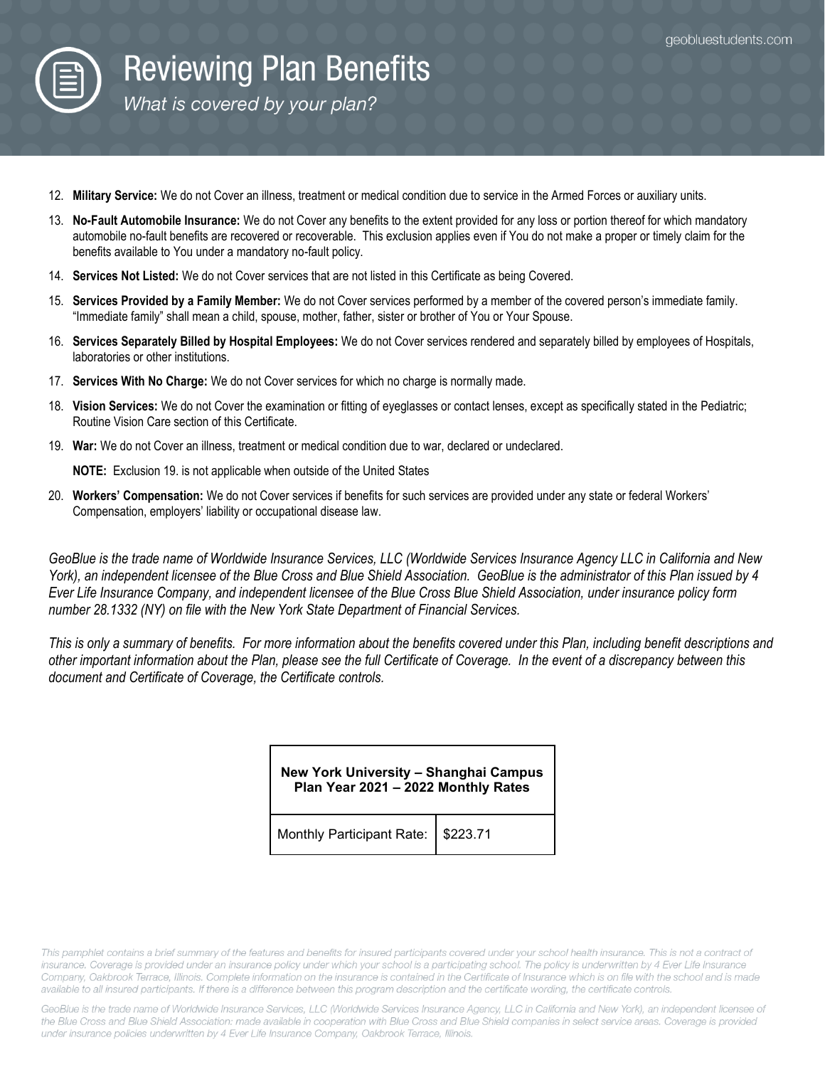# Reviewing Plan Benefits

*What is covered by your plan?*

12. **Military Service:** We do not Cover an illness, treatment or medical condition due to service in the Armed Forces or auxiliary units.
13. **No-Fault Automobile Insurance:** We do not Cover any benefits to the extent provided for any loss or portion thereof for which mandatory automobile no-fault benefits are recovered or recoverable. This exclusion applies even if You do not make a proper or timely claim for the benefits available to You under a mandatory no-fault policy.
14. **Services Not Listed:** We do not Cover services that are not listed in this Certificate as being Covered.
15. **Services Provided by a Family Member:** We do not Cover services performed by a member of the covered person's immediate family. "Immediate family" shall mean a child, spouse, mother, father, sister or brother of You or Your Spouse.
16. **Services Separately Billed by Hospital Employees:** We do not Cover services rendered and separately billed by employees of Hospitals, laboratories or other institutions.
17. **Services With No Charge:** We do not Cover services for which no charge is normally made.
18. **Vision Services:** We do not Cover the examination or fitting of eyeglasses or contact lenses, except as specifically stated in the Pediatric; Routine Vision Care section of this Certificate.
19. **War:** We do not Cover an illness, treatment or medical condition due to war, declared or undeclared.

    **NOTE:** Exclusion 19. is not applicable when outside of the United States
20. **Workers' Compensation:** We do not Cover services if benefits for such services are provided under any state or federal Workers' Compensation, employers' liability or occupational disease law.

*GeoBlue is the trade name of Worldwide Insurance Services, LLC (Worldwide Services Insurance Agency LLC in California and New York), an independent licensee of the Blue Cross and Blue Shield Association. GeoBlue is the administrator of this Plan issued by 4 Ever Life Insurance Company, and independent licensee of the Blue Cross Blue Shield Association, under insurance policy form number 28.1332 (NY) on file with the New York State Department of Financial Services.*

*This is only a summary of benefits. For more information about the benefits covered under this Plan, including benefit descriptions and other important information about the Plan, please see the full Certificate of Coverage. In the event of a discrepancy between this document and Certificate of Coverage, the Certificate controls.*

| New York University – Shanghai Campus Plan Year 2021 – 2022 Monthly Rates | |
|---|---|
| Monthly Participant Rate: | $223.71 |

*This pamphlet contains a brief summary of the features and benefits for insured participants covered under your school health insurance. This is not a contract of insurance. Coverage is provided under an insurance policy under which your school is a participating school. The policy is underwritten by 4 Ever Life Insurance Company, Oakbrook Terrace, Illinois. Complete information on the insurance is contained in the Certificate of Insurance which is on file with the school and is made available to all insured participants. If there is a difference between this program description and the certificate wording, the certificate controls.*

*GeoBlue is the trade name of Worldwide Insurance Services, LLC (Worldwide Services Insurance Agency, LLC in California and New York), an independent licensee of the Blue Cross and Blue Shield Association: made available in cooperation with Blue Cross and Blue Shield companies in select service areas. Coverage is provided under insurance policies underwritten by 4 Ever Life Insurance Company, Oakbrook Terrace, Illinois.*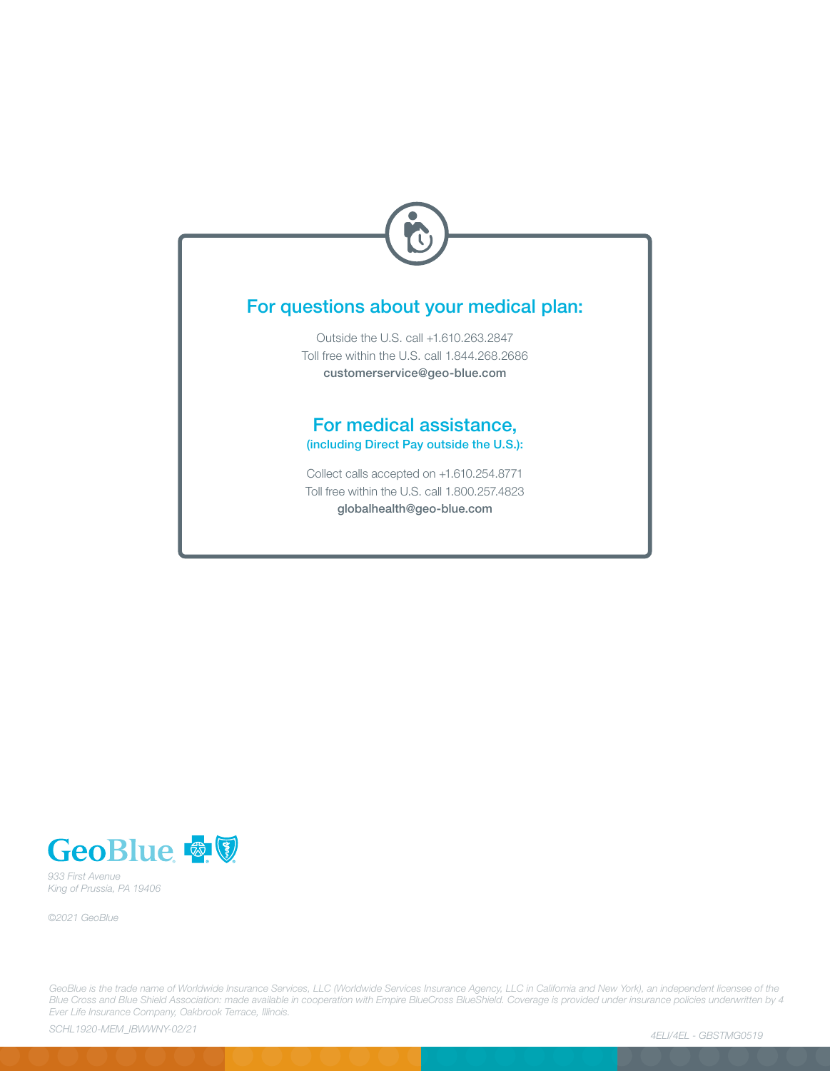## For questions about your medical plan:

Outside the U.S. call +1.610.263.2847
Toll free within the U.S. call 1.844.268.2686
**customerservice@geo-blue.com**

## For medical assistance,

**(including Direct Pay outside the U.S.):**

Collect calls accepted on +1.610.254.8771
Toll free within the U.S. call 1.800.257.4823
**globalhealth@geo-blue.com**

GeoBlue

*933 First Avenue*
*King of Prussia, PA 19406*

*©2021 GeoBlue*

*GeoBlue is the trade name of Worldwide Insurance Services, LLC (Worldwide Services Insurance Agency, LLC in California and New York), an independent licensee of the Blue Cross and Blue Shield Association: made available in cooperation with Empire BlueCross BlueShield. Coverage is provided under insurance policies underwritten by 4 Ever Life Insurance Company, Oakbrook Terrace, Illinois.*

*SCHL1920-MEM_IBWWNY-02/21*

*4ELI/4EL - GBSTMG0519*